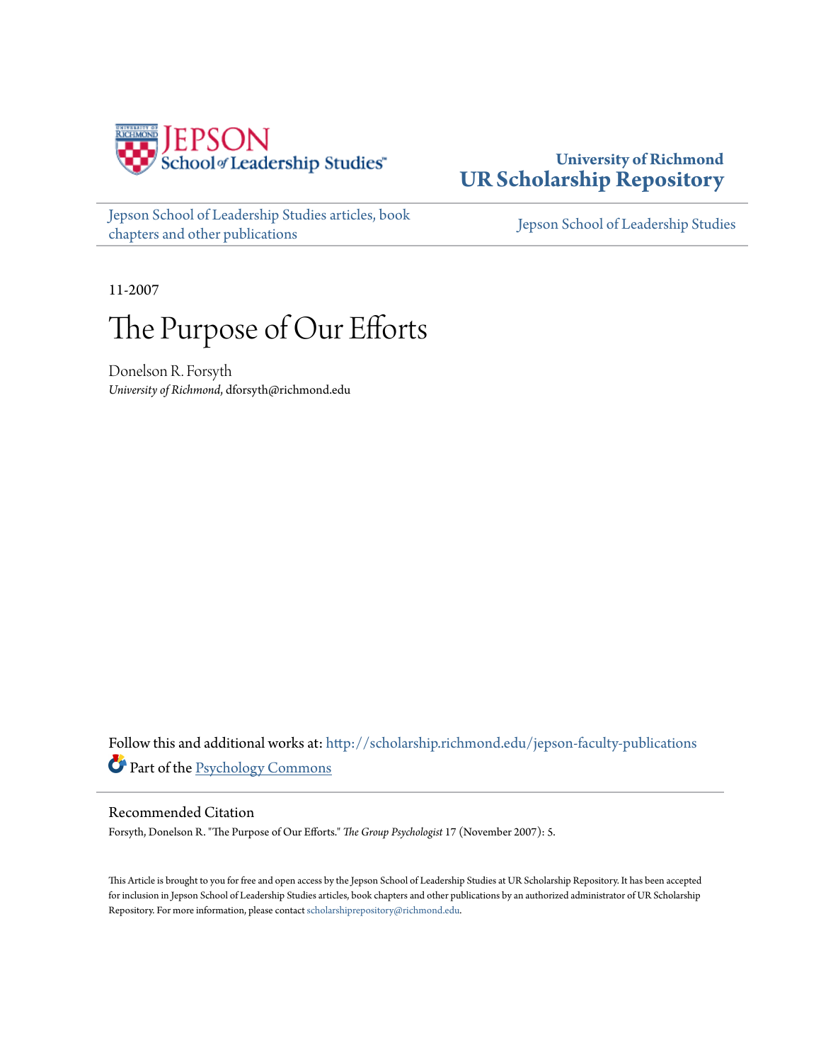University of Richmond
**UR Scholarship Repository**

Jepson School of Leadership Studies articles, book chapters and other publications

Jepson School of Leadership Studies

11-2007

# The Purpose of Our Efforts

Donelson R. Forsyth
*University of Richmond*, dforsyth@richmond.edu

Follow this and additional works at: http://scholarship.richmond.edu/jepson-faculty-publications

Part of the Psychology Commons

## Recommended Citation

Forsyth, Donelson R. "The Purpose of Our Efforts." *The Group Psychologist* 17 (November 2007): 5.

This Article is brought to you for free and open access by the Jepson School of Leadership Studies at UR Scholarship Repository. It has been accepted for inclusion in Jepson School of Leadership Studies articles, book chapters and other publications by an authorized administrator of UR Scholarship Repository. For more information, please contact scholarshiprepository@richmond.edu.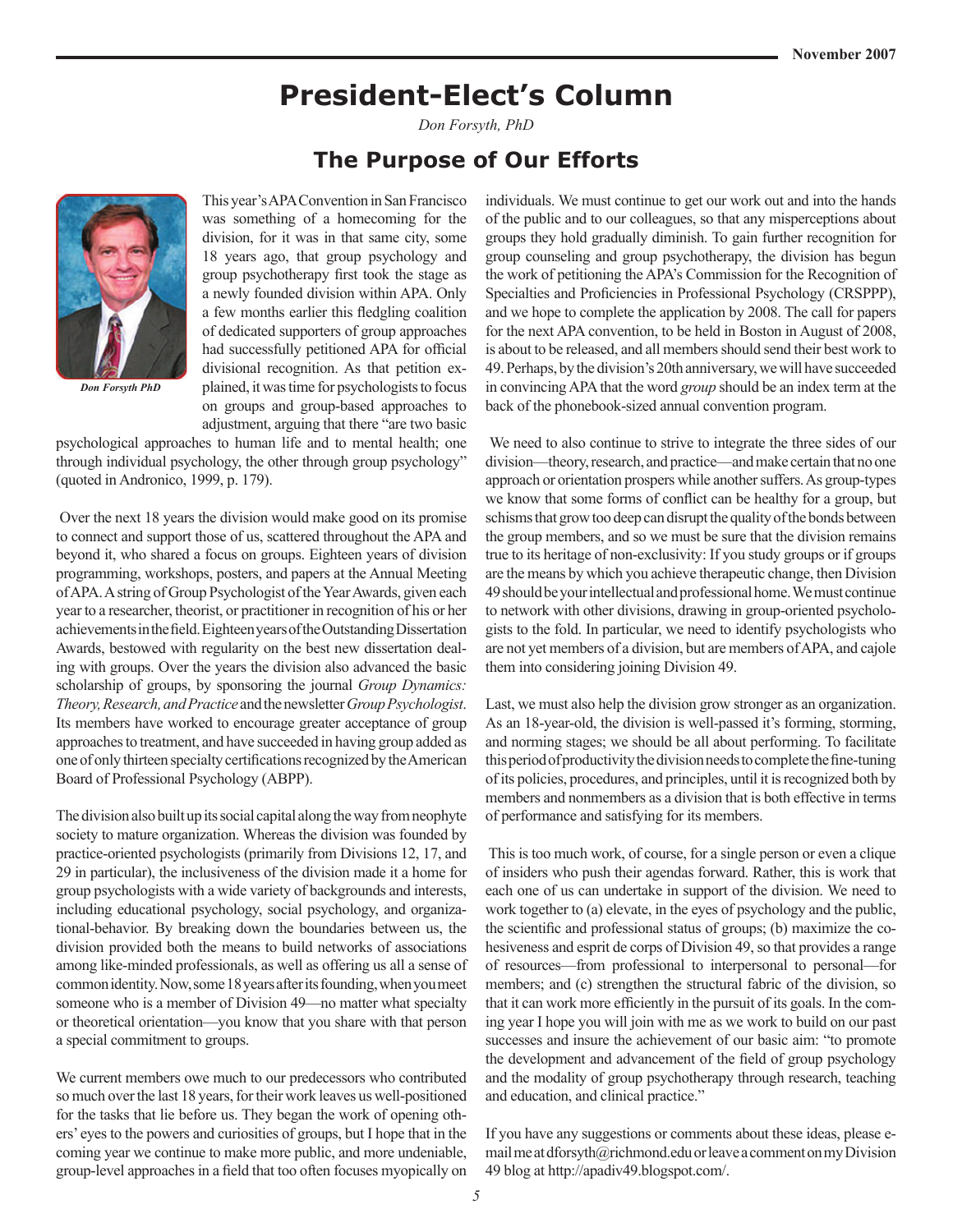# President-Elect's Column

*Don Forsyth, PhD*

## The Purpose of Our Efforts

*Don Forsyth PhD*

This year's APA Convention in San Francisco was something of a homecoming for the division, for it was in that same city, some 18 years ago, that group psychology and group psychotherapy first took the stage as a newly founded division within APA. Only a few months earlier this fledgling coalition of dedicated supporters of group approaches had successfully petitioned APA for official divisional recognition. As that petition explained, it was time for psychologists to focus on groups and group-based approaches to adjustment, arguing that there "are two basic psychological approaches to human life and to mental health; one through individual psychology, the other through group psychology" (quoted in Andronico, 1999, p. 179).

Over the next 18 years the division would make good on its promise to connect and support those of us, scattered throughout the APA and beyond it, who shared a focus on groups. Eighteen years of division programming, workshops, posters, and papers at the Annual Meeting of APA. A string of Group Psychologist of the Year Awards, given each year to a researcher, theorist, or practitioner in recognition of his or her achievements in the field. Eighteen years of the Outstanding Dissertation Awards, bestowed with regularity on the best new dissertation dealing with groups. Over the years the division also advanced the basic scholarship of groups, by sponsoring the journal *Group Dynamics: Theory, Research, and Practice* and the newsletter *Group Psychologist*. Its members have worked to encourage greater acceptance of group approaches to treatment, and have succeeded in having group added as one of only thirteen specialty certifications recognized by the American Board of Professional Psychology (ABPP).

The division also built up its social capital along the way from neophyte society to mature organization. Whereas the division was founded by practice-oriented psychologists (primarily from Divisions 12, 17, and 29 in particular), the inclusiveness of the division made it a home for group psychologists with a wide variety of backgrounds and interests, including educational psychology, social psychology, and organizational-behavior. By breaking down the boundaries between us, the division provided both the means to build networks of associations among like-minded professionals, as well as offering us all a sense of common identity. Now, some 18 years after its founding, when you meet someone who is a member of Division 49—no matter what specialty or theoretical orientation—you know that you share with that person a special commitment to groups.

We current members owe much to our predecessors who contributed so much over the last 18 years, for their work leaves us well-positioned for the tasks that lie before us. They began the work of opening others' eyes to the powers and curiosities of groups, but I hope that in the coming year we continue to make more public, and more undeniable, group-level approaches in a field that too often focuses myopically on individuals. We must continue to get our work out and into the hands of the public and to our colleagues, so that any misperceptions about groups they hold gradually diminish. To gain further recognition for group counseling and group psychotherapy, the division has begun the work of petitioning the APA's Commission for the Recognition of Specialties and Proficiencies in Professional Psychology (CRSPPP), and we hope to complete the application by 2008. The call for papers for the next APA convention, to be held in Boston in August of 2008, is about to be released, and all members should send their best work to 49. Perhaps, by the division's 20th anniversary, we will have succeeded in convincing APA that the word *group* should be an index term at the back of the phonebook-sized annual convention program.

We need to also continue to strive to integrate the three sides of our division—theory, research, and practice—and make certain that no one approach or orientation prospers while another suffers. As group-types we know that some forms of conflict can be healthy for a group, but schisms that grow too deep can disrupt the quality of the bonds between the group members, and so we must be sure that the division remains true to its heritage of non-exclusivity: If you study groups or if groups are the means by which you achieve therapeutic change, then Division 49 should be your intellectual and professional home. We must continue to network with other divisions, drawing in group-oriented psychologists to the fold. In particular, we need to identify psychologists who are not yet members of a division, but are members of APA, and cajole them into considering joining Division 49.

Last, we must also help the division grow stronger as an organization. As an 18-year-old, the division is well-passed it's forming, storming, and norming stages; we should be all about performing. To facilitate this period of productivity the division needs to complete the fine-tuning of its policies, procedures, and principles, until it is recognized both by members and nonmembers as a division that is both effective in terms of performance and satisfying for its members.

This is too much work, of course, for a single person or even a clique of insiders who push their agendas forward. Rather, this is work that each one of us can undertake in support of the division. We need to work together to (a) elevate, in the eyes of psychology and the public, the scientific and professional status of groups; (b) maximize the cohesiveness and esprit de corps of Division 49, so that provides a range of resources—from professional to interpersonal to personal—for members; and (c) strengthen the structural fabric of the division, so that it can work more efficiently in the pursuit of its goals. In the coming year I hope you will join with me as we work to build on our past successes and insure the achievement of our basic aim: "to promote the development and advancement of the field of group psychology and the modality of group psychotherapy through research, teaching and education, and clinical practice."

If you have any suggestions or comments about these ideas, please e-mail me at dforsyth@richmond.edu or leave a comment on my Division 49 blog at http://apadiv49.blogspot.com/.